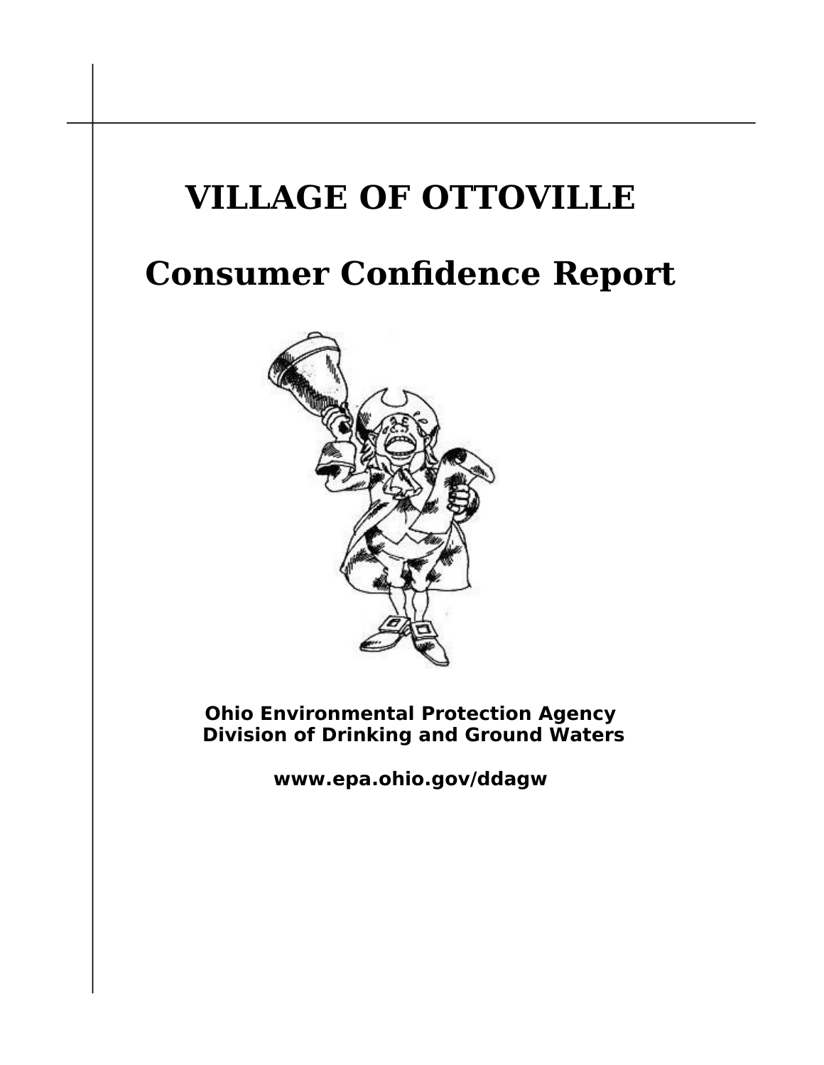# VILLAGE OF OTTOVILLE

# Consumer Confidence Report

**Ohio Environmental Protection Agency**
**Division of Drinking and Ground Waters**

**www.epa.ohio.gov/ddagw**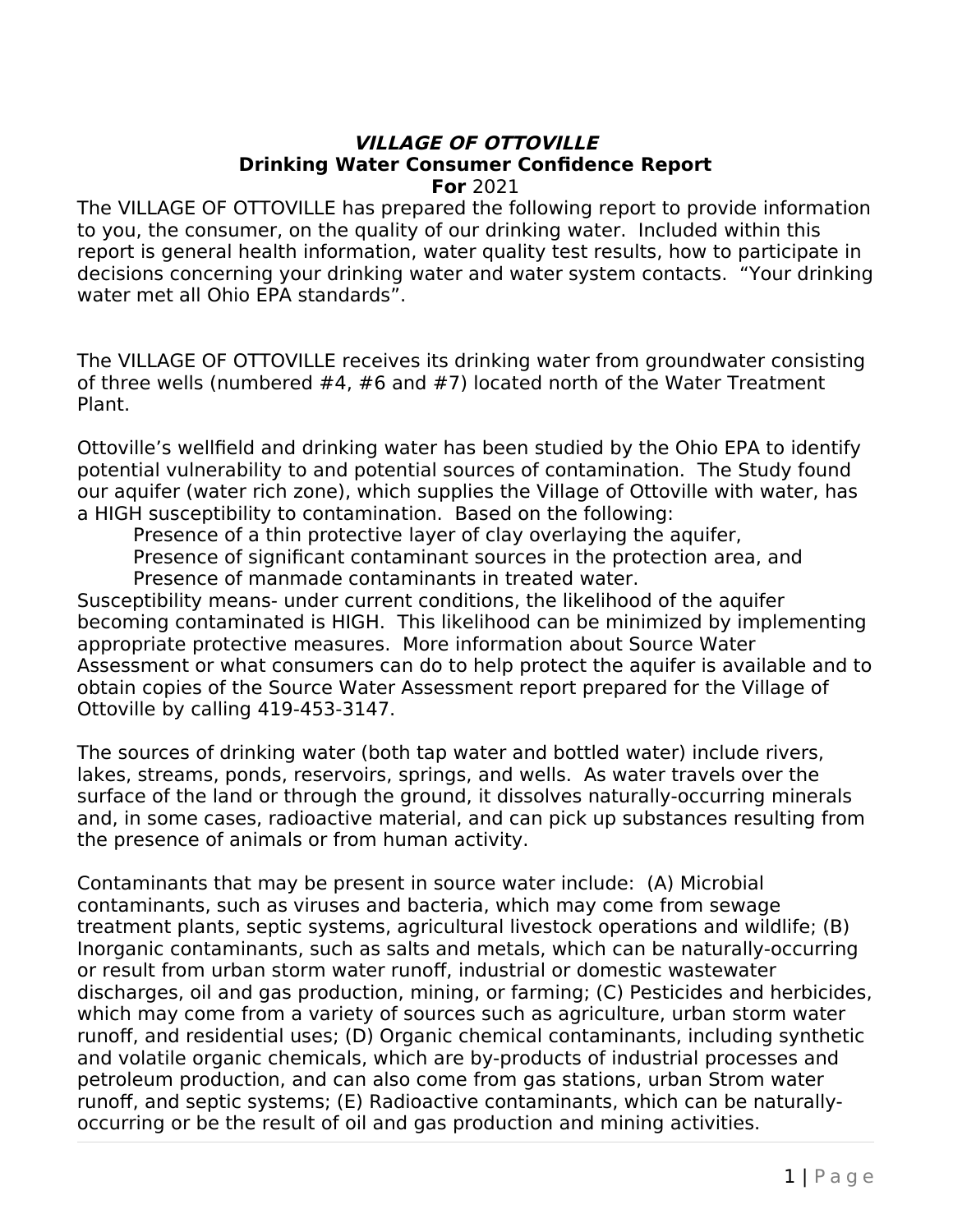# ***VILLAGE OF OTTOVILLE***
## **Drinking Water Consumer Confidence Report**
### **For** 2021

The VILLAGE OF OTTOVILLE has prepared the following report to provide information to you, the consumer, on the quality of our drinking water. Included within this report is general health information, water quality test results, how to participate in decisions concerning your drinking water and water system contacts. "Your drinking water met all Ohio EPA standards".

The VILLAGE OF OTTOVILLE receives its drinking water from groundwater consisting of three wells (numbered #4, #6 and #7) located north of the Water Treatment Plant.

Ottoville's wellfield and drinking water has been studied by the Ohio EPA to identify potential vulnerability to and potential sources of contamination. The Study found our aquifer (water rich zone), which supplies the Village of Ottoville with water, has a HIGH susceptibility to contamination. Based on the following:

- Presence of a thin protective layer of clay overlaying the aquifer,
- Presence of significant contaminant sources in the protection area, and
- Presence of manmade contaminants in treated water.

Susceptibility means- under current conditions, the likelihood of the aquifer becoming contaminated is HIGH. This likelihood can be minimized by implementing appropriate protective measures. More information about Source Water Assessment or what consumers can do to help protect the aquifer is available and to obtain copies of the Source Water Assessment report prepared for the Village of Ottoville by calling 419-453-3147.

The sources of drinking water (both tap water and bottled water) include rivers, lakes, streams, ponds, reservoirs, springs, and wells. As water travels over the surface of the land or through the ground, it dissolves naturally-occurring minerals and, in some cases, radioactive material, and can pick up substances resulting from the presence of animals or from human activity.

Contaminants that may be present in source water include: (A) Microbial contaminants, such as viruses and bacteria, which may come from sewage treatment plants, septic systems, agricultural livestock operations and wildlife; (B) Inorganic contaminants, such as salts and metals, which can be naturally-occurring or result from urban storm water runoff, industrial or domestic wastewater discharges, oil and gas production, mining, or farming; (C) Pesticides and herbicides, which may come from a variety of sources such as agriculture, urban storm water runoff, and residential uses; (D) Organic chemical contaminants, including synthetic and volatile organic chemicals, which are by-products of industrial processes and petroleum production, and can also come from gas stations, urban Strom water runoff, and septic systems; (E) Radioactive contaminants, which can be naturally-occurring or be the result of oil and gas production and mining activities.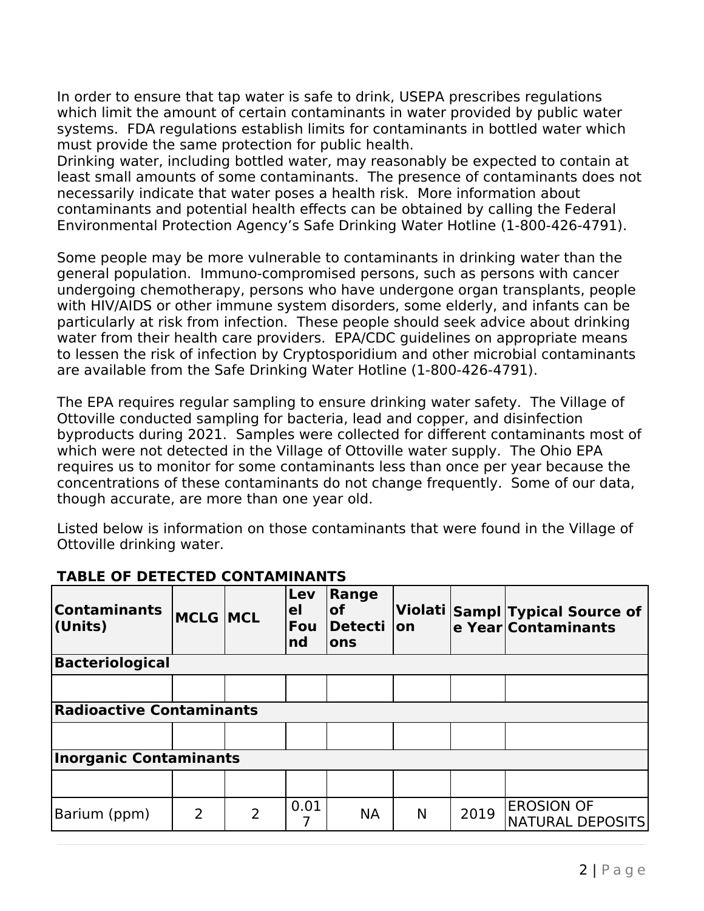In order to ensure that tap water is safe to drink, USEPA prescribes regulations which limit the amount of certain contaminants in water provided by public water systems. FDA regulations establish limits for contaminants in bottled water which must provide the same protection for public health.
Drinking water, including bottled water, may reasonably be expected to contain at least small amounts of some contaminants. The presence of contaminants does not necessarily indicate that water poses a health risk. More information about contaminants and potential health effects can be obtained by calling the Federal Environmental Protection Agency's Safe Drinking Water Hotline (1-800-426-4791).

Some people may be more vulnerable to contaminants in drinking water than the general population. Immuno-compromised persons, such as persons with cancer undergoing chemotherapy, persons who have undergone organ transplants, people with HIV/AIDS or other immune system disorders, some elderly, and infants can be particularly at risk from infection. These people should seek advice about drinking water from their health care providers. EPA/CDC guidelines on appropriate means to lessen the risk of infection by Cryptosporidium and other microbial contaminants are available from the Safe Drinking Water Hotline (1-800-426-4791).

The EPA requires regular sampling to ensure drinking water safety. The Village of Ottoville conducted sampling for bacteria, lead and copper, and disinfection byproducts during 2021. Samples were collected for different contaminants most of which were not detected in the Village of Ottoville water supply. The Ohio EPA requires us to monitor for some contaminants less than once per year because the concentrations of these contaminants do not change frequently. Some of our data, though accurate, are more than one year old.

Listed below is information on those contaminants that were found in the Village of Ottoville drinking water.

**TABLE OF DETECTED CONTAMINANTS**

| Contaminants (Units) | MCLG | MCL | Level Found | Range of Detections | Violation | Sample Year | Typical Source of Contaminants |
|---|---|---|---|---|---|---|---|
| **Bacteriological** | | | | | | | |
| | | | | | | | |
| **Radioactive Contaminants** | | | | | | | |
| | | | | | | | |
| **Inorganic Contaminants** | | | | | | | |
| | | | | | | | |
| Barium (ppm) | 2 | 2 | 0.017 | NA | N | 2019 | EROSION OF NATURAL DEPOSITS |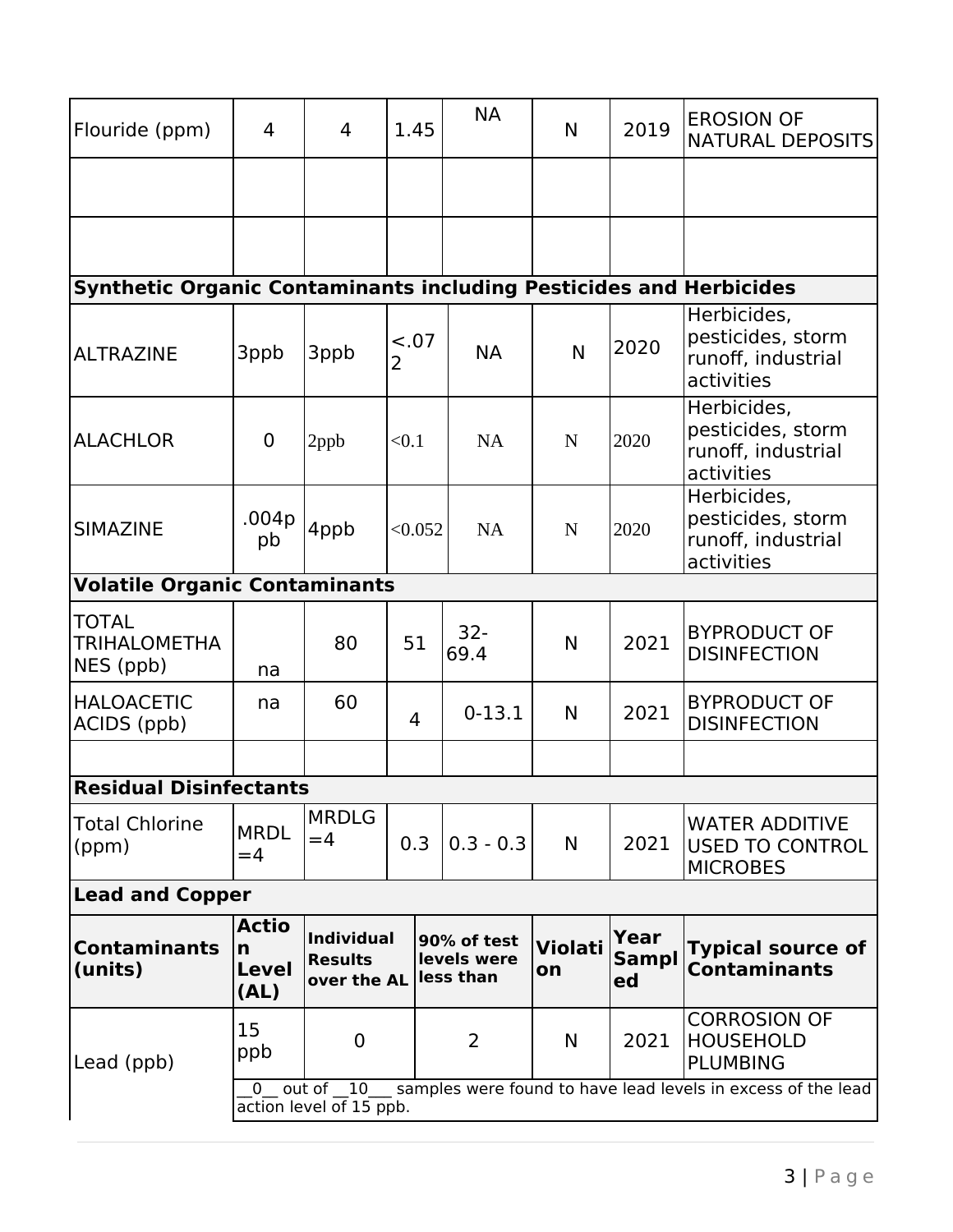| | | | | | | | |
|---|---|---|---|---|---|---|---|
| Flouride (ppm) | 4 | 4 | 1.45 | NA | N | 2019 | EROSION OF NATURAL DEPOSITS |
| | | | | | | | |
| | | | | | | | |
| **Synthetic Organic Contaminants including Pesticides and Herbicides** | | | | | | | |
| ALTRAZINE | 3ppb | 3ppb | <.072 | NA | N | 2020 | Herbicides, pesticides, storm runoff, industrial activities |
| ALACHLOR | 0 | 2ppb | <0.1 | NA | N | 2020 | Herbicides, pesticides, storm runoff, industrial activities |
| SIMAZINE | .004ppb | 4ppb | <0.052 | NA | N | 2020 | Herbicides, pesticides, storm runoff, industrial activities |
| **Volatile Organic Contaminants** | | | | | | | |
| TOTAL TRIHALOMETHANES (ppb) | na | 80 | 51 | 32-69.4 | N | 2021 | BYPRODUCT OF DISINFECTION |
| HALOACETIC ACIDS (ppb) | na | 60 | 4 | 0-13.1 | N | 2021 | BYPRODUCT OF DISINFECTION |
| | | | | | | | |
| **Residual Disinfectants** | | | | | | | |
| Total Chlorine (ppm) | MRDL =4 | MRDLG =4 | 0.3 | 0.3 - 0.3 | N | 2021 | WATER ADDITIVE USED TO CONTROL MICROBES |

**Lead and Copper**

| Contaminants (units) | Action Level (AL) | Individual Results over the AL | 90% of test levels were less than | Violation | Year Sampled | Typical source of Contaminants |
|---|---|---|---|---|---|---|
| Lead (ppb) | 15 ppb | 0 | 2 | N | 2021 | CORROSION OF HOUSEHOLD PLUMBING |
| | __0__ out of __10___ samples were found to have lead levels in excess of the lead action level of 15 ppb. | | | | | |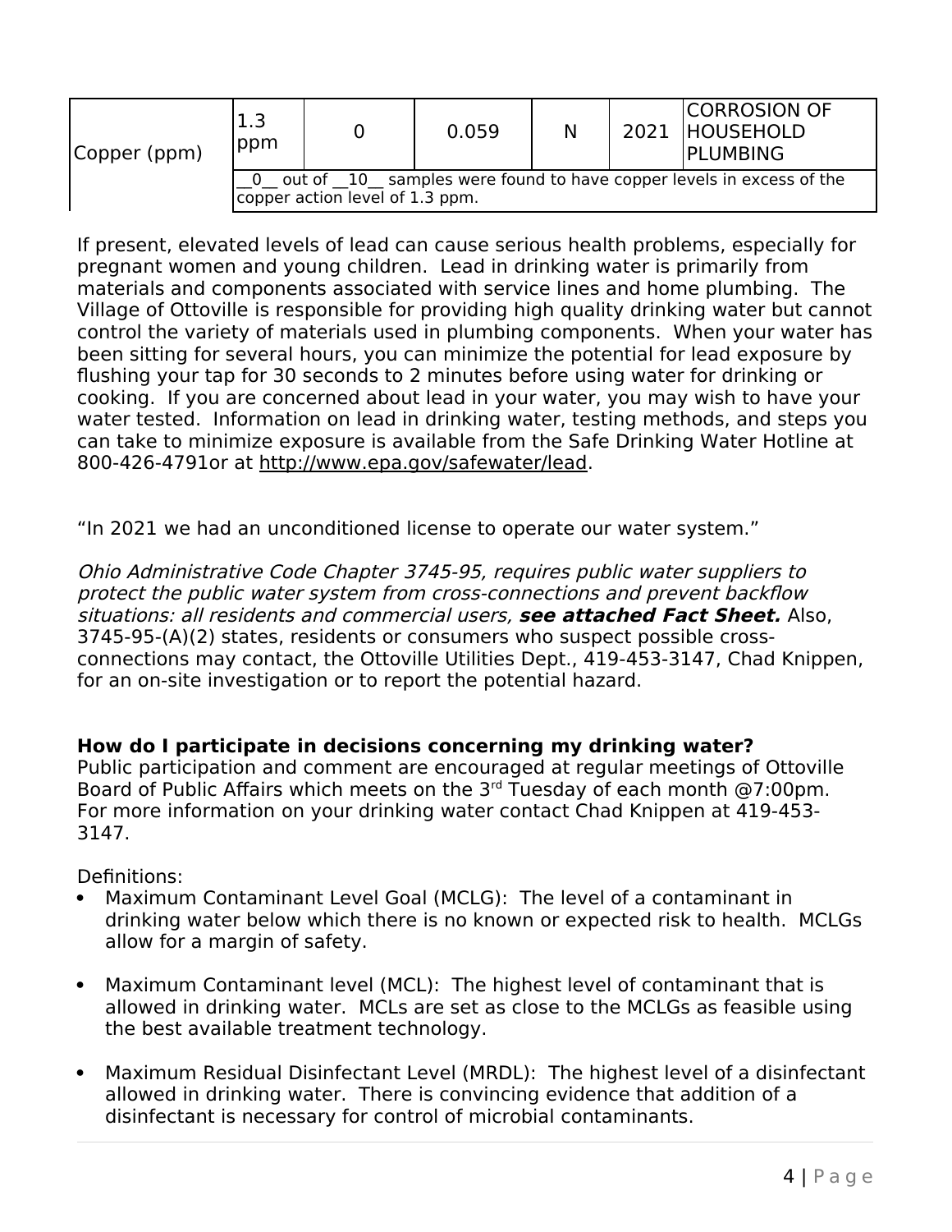| Copper (ppm) | 1.3 ppm | 0 | 0.059 | N | 2021 | CORROSION OF HOUSEHOLD PLUMBING |
|---|---|---|---|---|---|---|
| | __0__ out of __10__ samples were found to have copper levels in excess of the copper action level of 1.3 ppm. | | | | | |

If present, elevated levels of lead can cause serious health problems, especially for pregnant women and young children. Lead in drinking water is primarily from materials and components associated with service lines and home plumbing. The Village of Ottoville is responsible for providing high quality drinking water but cannot control the variety of materials used in plumbing components. When your water has been sitting for several hours, you can minimize the potential for lead exposure by flushing your tap for 30 seconds to 2 minutes before using water for drinking or cooking. If you are concerned about lead in your water, you may wish to have your water tested. Information on lead in drinking water, testing methods, and steps you can take to minimize exposure is available from the Safe Drinking Water Hotline at 800-426-4791or at http://www.epa.gov/safewater/lead.

"In 2021 we had an unconditioned license to operate our water system."

*Ohio Administrative Code Chapter 3745-95, requires public water suppliers to protect the public water system from cross-connections and prevent backflow situations: all residents and commercial users,* ***see attached Fact Sheet.*** Also, 3745-95-(A)(2) states, residents or consumers who suspect possible cross-connections may contact, the Ottoville Utilities Dept., 419-453-3147, Chad Knippen, for an on-site investigation or to report the potential hazard.

**How do I participate in decisions concerning my drinking water?**

Public participation and comment are encouraged at regular meetings of Ottoville Board of Public Affairs which meets on the 3rd Tuesday of each month @7:00pm. For more information on your drinking water contact Chad Knippen at 419-453-3147.

Definitions:

- Maximum Contaminant Level Goal (MCLG): The level of a contaminant in drinking water below which there is no known or expected risk to health. MCLGs allow for a margin of safety.
- Maximum Contaminant level (MCL): The highest level of contaminant that is allowed in drinking water. MCLs are set as close to the MCLGs as feasible using the best available treatment technology.
- Maximum Residual Disinfectant Level (MRDL): The highest level of a disinfectant allowed in drinking water. There is convincing evidence that addition of a disinfectant is necessary for control of microbial contaminants.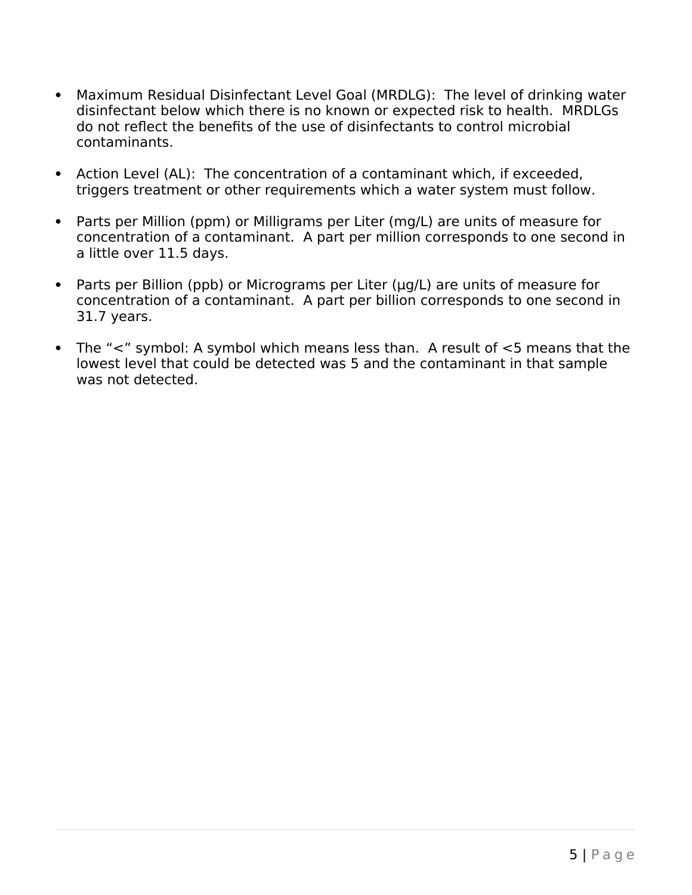- Maximum Residual Disinfectant Level Goal (MRDLG): The level of drinking water disinfectant below which there is no known or expected risk to health. MRDLGs do not reflect the benefits of the use of disinfectants to control microbial contaminants.

- Action Level (AL): The concentration of a contaminant which, if exceeded, triggers treatment or other requirements which a water system must follow.

- Parts per Million (ppm) or Milligrams per Liter (mg/L) are units of measure for concentration of a contaminant. A part per million corresponds to one second in a little over 11.5 days.

- Parts per Billion (ppb) or Micrograms per Liter (µg/L) are units of measure for concentration of a contaminant. A part per billion corresponds to one second in 31.7 years.

- The "<" symbol: A symbol which means less than. A result of <5 means that the lowest level that could be detected was 5 and the contaminant in that sample was not detected.